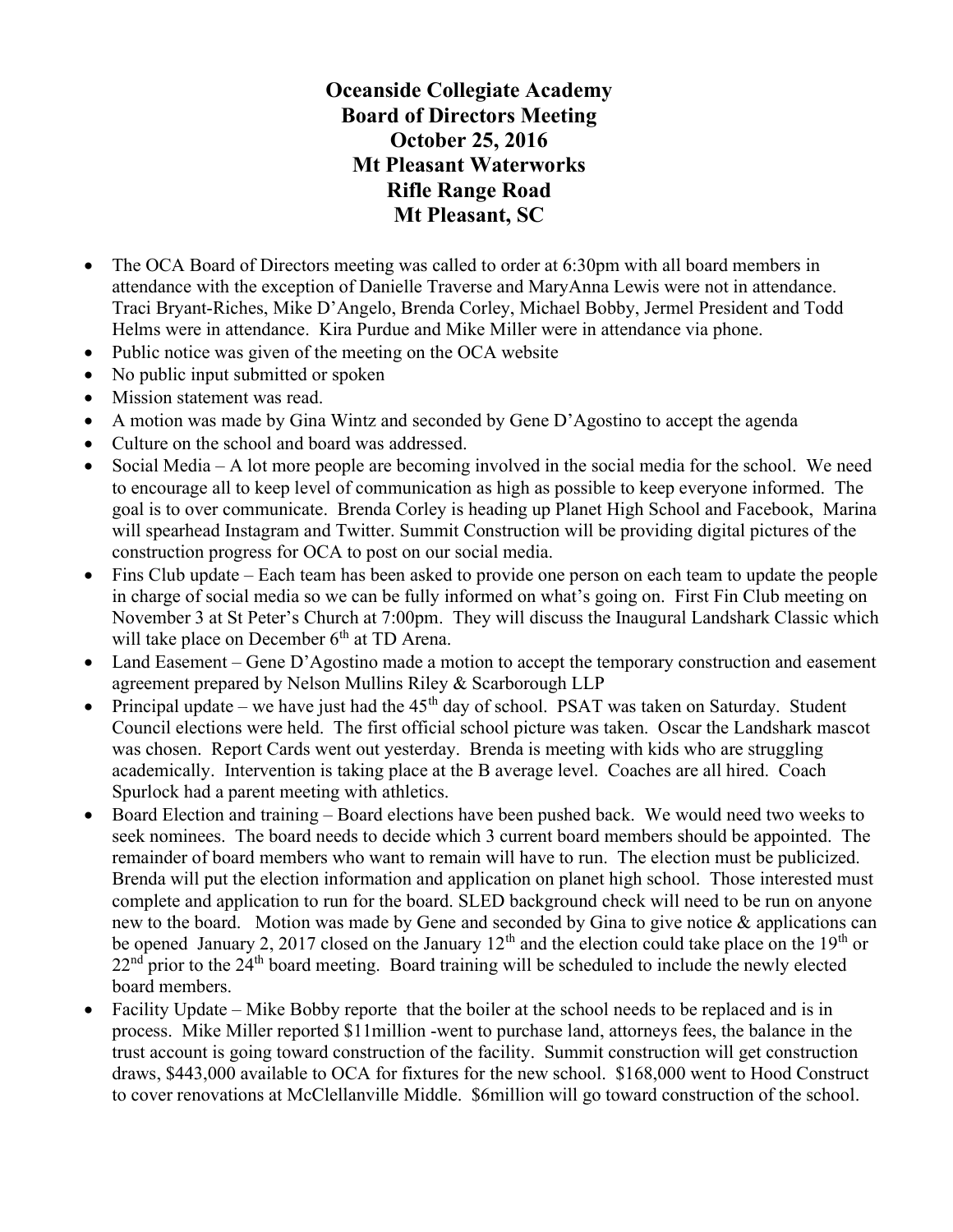# Oceanside Collegiate Academy
# Board of Directors Meeting
# October 25, 2016
# Mt Pleasant Waterworks
# Rifle Range Road
# Mt Pleasant, SC

- The OCA Board of Directors meeting was called to order at 6:30pm with all board members in attendance with the exception of Danielle Traverse and MaryAnna Lewis were not in attendance. Traci Bryant-Riches, Mike D'Angelo, Brenda Corley, Michael Bobby, Jermel President and Todd Helms were in attendance. Kira Purdue and Mike Miller were in attendance via phone.
- Public notice was given of the meeting on the OCA website
- No public input submitted or spoken
- Mission statement was read.
- A motion was made by Gina Wintz and seconded by Gene D'Agostino to accept the agenda
- Culture on the school and board was addressed.
- Social Media – A lot more people are becoming involved in the social media for the school. We need to encourage all to keep level of communication as high as possible to keep everyone informed. The goal is to over communicate. Brenda Corley is heading up Planet High School and Facebook, Marina will spearhead Instagram and Twitter. Summit Construction will be providing digital pictures of the construction progress for OCA to post on our social media.
- Fins Club update – Each team has been asked to provide one person on each team to update the people in charge of social media so we can be fully informed on what's going on. First Fin Club meeting on November 3 at St Peter's Church at 7:00pm. They will discuss the Inaugural Landshark Classic which will take place on December 6th at TD Arena.
- Land Easement – Gene D'Agostino made a motion to accept the temporary construction and easement agreement prepared by Nelson Mullins Riley & Scarborough LLP
- Principal update – we have just had the 45th day of school. PSAT was taken on Saturday. Student Council elections were held. The first official school picture was taken. Oscar the Landshark mascot was chosen. Report Cards went out yesterday. Brenda is meeting with kids who are struggling academically. Intervention is taking place at the B average level. Coaches are all hired. Coach Spurlock had a parent meeting with athletics.
- Board Election and training – Board elections have been pushed back. We would need two weeks to seek nominees. The board needs to decide which 3 current board members should be appointed. The remainder of board members who want to remain will have to run. The election must be publicized. Brenda will put the election information and application on planet high school. Those interested must complete and application to run for the board. SLED background check will need to be run on anyone new to the board. Motion was made by Gene and seconded by Gina to give notice & applications can be opened January 2, 2017 closed on the January 12th and the election could take place on the 19th or 22nd prior to the 24th board meeting. Board training will be scheduled to include the newly elected board members.
- Facility Update – Mike Bobby reporte that the boiler at the school needs to be replaced and is in process. Mike Miller reported $11million -went to purchase land, attorneys fees, the balance in the trust account is going toward construction of the facility. Summit construction will get construction draws, $443,000 available to OCA for fixtures for the new school. $168,000 went to Hood Construct to cover renovations at McClellanville Middle. $6million will go toward construction of the school.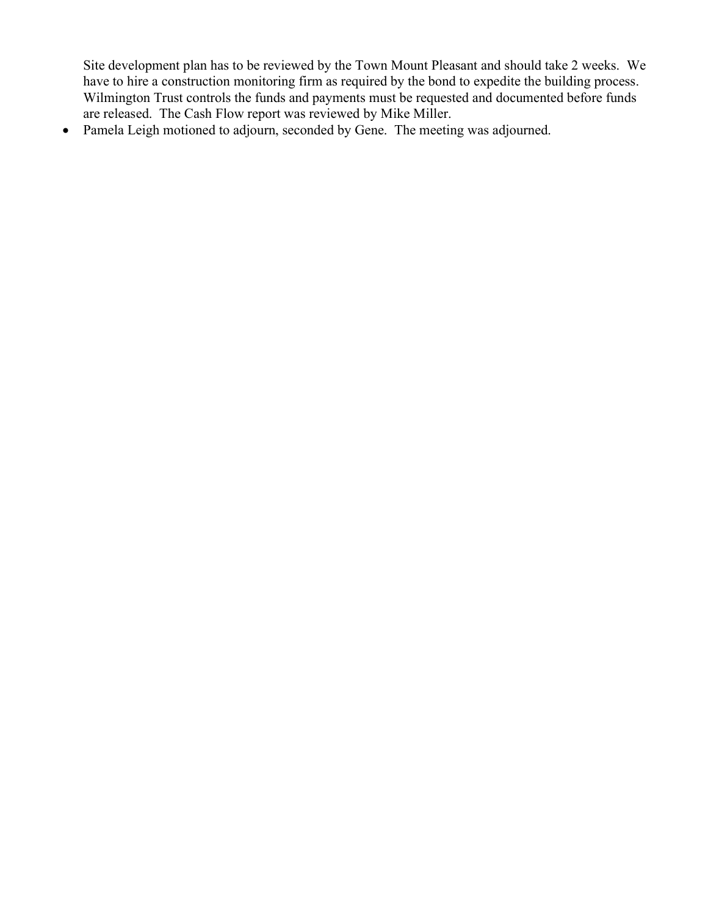Site development plan has to be reviewed by the Town Mount Pleasant and should take 2 weeks. We have to hire a construction monitoring firm as required by the bond to expedite the building process. Wilmington Trust controls the funds and payments must be requested and documented before funds are released. The Cash Flow report was reviewed by Mike Miller.

- Pamela Leigh motioned to adjourn, seconded by Gene. The meeting was adjourned.